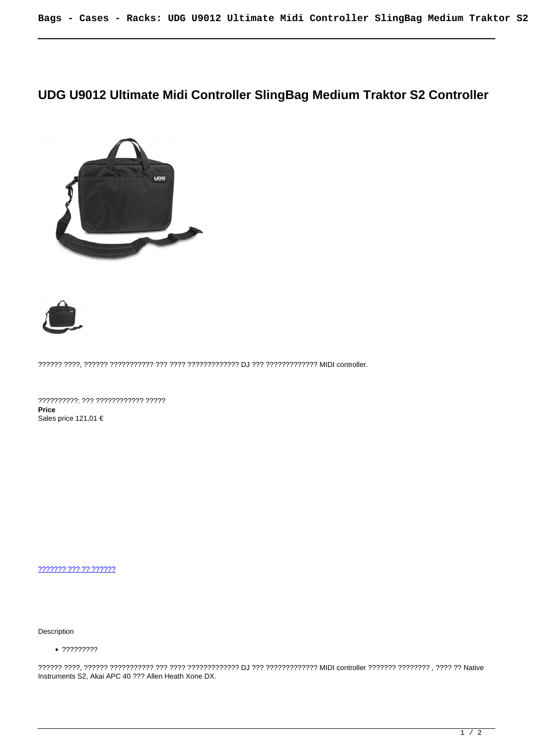# UDG U9012 Ultimate Midi Controller SlingBag Medium Traktor S2 Controller

?????? ????, ?????? ??????????? ??? ???? ????????????? DJ ??? ????????????? MIDI controller.

??????????: ??? ???????????? ?????

**Price**

Sales price 121,01 €

[??????? ??? ?? ??????]()

Description

- ?????????

?????? ????, ?????? ??????????? ??? ???? ????????????? DJ ??? ????????????? MIDI controller ??????? ???????? , ???? ?? Native Instruments S2, Akai APC 40 ??? Allen Heath Xone DX.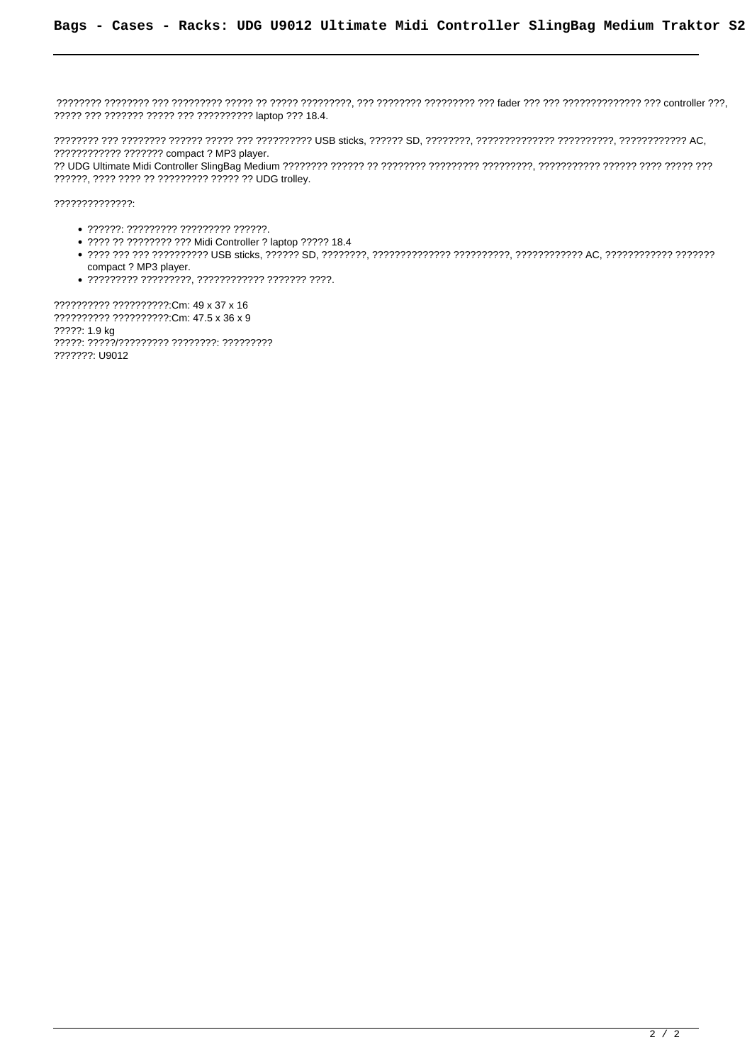???????? ???????? ??? ????????? ????? ?? ????? ?????????, ??? ???????? ????????? ??? fader ??? ??? ?????????????? ??? controller ???, ????? ??? ??????? ????? ??? ?????????? laptop ??? 18.4.

???????? ??? ???????? ?????? ????? ??? ?????????? USB sticks, ?????? SD, ????????, ?????????????? ??????????, ???????????? AC, ???????????? ??????? compact ? MP3 player.
?? UDG Ultimate Midi Controller SlingBag Medium ???????? ?????? ?? ???????? ????????? ?????????, ??????????? ?????? ???? ????? ??? ??????, ???? ???? ?? ????????? ????? ?? UDG trolley.

??????????????:

- ??????: ????????? ????????? ??????.
- ???? ?? ???????? ??? Midi Controller ? laptop ????? 18.4
- ???? ??? ??? ?????????? USB sticks, ?????? SD, ????????, ?????????????? ??????????, ???????????? AC, ???????????? ??????? compact ? MP3 player.
- ????????? ?????????, ???????????? ??????? ????.

?????????? ??????????:Cm: 49 x 37 x 16
?????????? ??????????:Cm: 47.5 x 36 x 9
?????: 1.9 kg
?????: ?????/????????? ????????: ?????????
???????: U9012